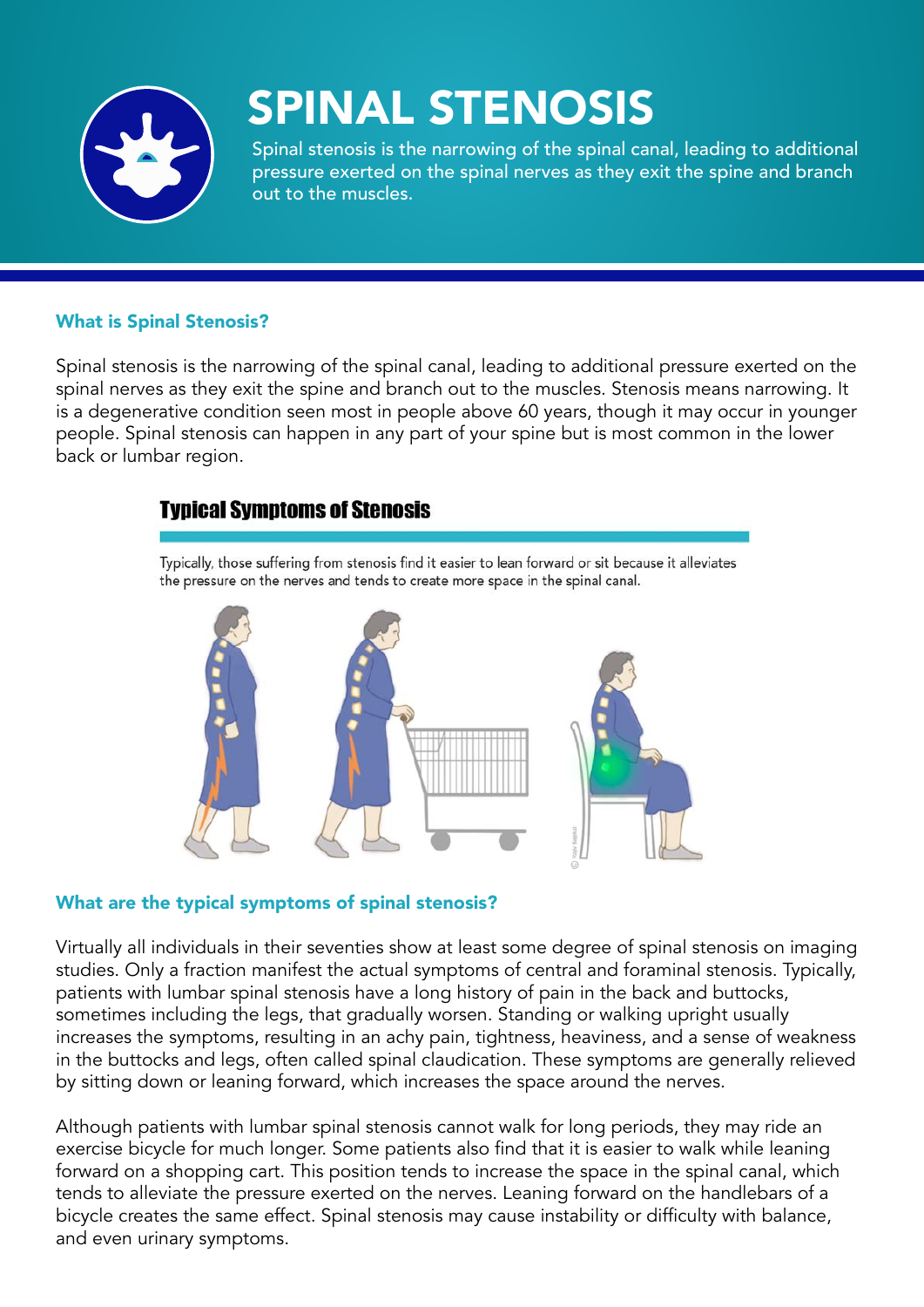# SPINAL STENOSIS

Spinal stenosis is the narrowing of the spinal canal, leading to additional pressure exerted on the spinal nerves as they exit the spine and branch out to the muscles.

### What is Spinal Stenosis?

Spinal stenosis is the narrowing of the spinal canal, leading to additional pressure exerted on the spinal nerves as they exit the spine and branch out to the muscles. Stenosis means narrowing. It is a degenerative condition seen most in people above 60 years, though it may occur in younger people. Spinal stenosis can happen in any part of your spine but is most common in the lower back or lumbar region.

## Typical Symptoms of Stenosis

Typically, those suffering from stenosis find it easier to lean forward or sit because it alleviates the pressure on the nerves and tends to create more space in the spinal canal.

### What are the typical symptoms of spinal stenosis?

Virtually all individuals in their seventies show at least some degree of spinal stenosis on imaging studies. Only a fraction manifest the actual symptoms of central and foraminal stenosis. Typically, patients with lumbar spinal stenosis have a long history of pain in the back and buttocks, sometimes including the legs, that gradually worsen. Standing or walking upright usually increases the symptoms, resulting in an achy pain, tightness, heaviness, and a sense of weakness in the buttocks and legs, often called spinal claudication. These symptoms are generally relieved by sitting down or leaning forward, which increases the space around the nerves.

Although patients with lumbar spinal stenosis cannot walk for long periods, they may ride an exercise bicycle for much longer. Some patients also find that it is easier to walk while leaning forward on a shopping cart. This position tends to increase the space in the spinal canal, which tends to alleviate the pressure exerted on the nerves. Leaning forward on the handlebars of a bicycle creates the same effect. Spinal stenosis may cause instability or difficulty with balance, and even urinary symptoms.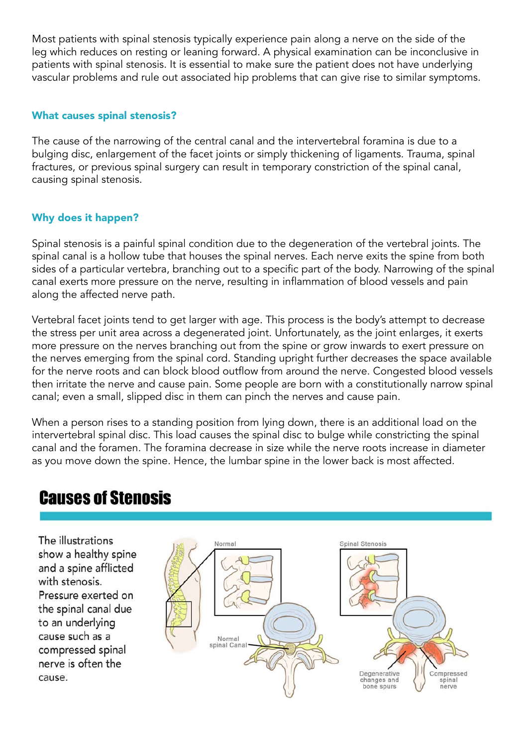Most patients with spinal stenosis typically experience pain along a nerve on the side of the leg which reduces on resting or leaning forward. A physical examination can be inconclusive in patients with spinal stenosis. It is essential to make sure the patient does not have underlying vascular problems and rule out associated hip problems that can give rise to similar symptoms.

### What causes spinal stenosis?

The cause of the narrowing of the central canal and the intervertebral foramina is due to a bulging disc, enlargement of the facet joints or simply thickening of ligaments. Trauma, spinal fractures, or previous spinal surgery can result in temporary constriction of the spinal canal, causing spinal stenosis.

### Why does it happen?

Spinal stenosis is a painful spinal condition due to the degeneration of the vertebral joints. The spinal canal is a hollow tube that houses the spinal nerves. Each nerve exits the spine from both sides of a particular vertebra, branching out to a specific part of the body. Narrowing of the spinal canal exerts more pressure on the nerve, resulting in inflammation of blood vessels and pain along the affected nerve path.

Vertebral facet joints tend to get larger with age. This process is the body's attempt to decrease the stress per unit area across a degenerated joint. Unfortunately, as the joint enlarges, it exerts more pressure on the nerves branching out from the spine or grow inwards to exert pressure on the nerves emerging from the spinal cord. Standing upright further decreases the space available for the nerve roots and can block blood outflow from around the nerve. Congested blood vessels then irritate the nerve and cause pain. Some people are born with a constitutionally narrow spinal canal; even a small, slipped disc in them can pinch the nerves and cause pain.

When a person rises to a standing position from lying down, there is an additional load on the intervertebral spinal disc. This load causes the spinal disc to bulge while constricting the spinal canal and the foramen. The foramina decrease in size while the nerve roots increase in diameter as you move down the spine. Hence, the lumbar spine in the lower back is most affected.

## Causes of Stenosis

The illustrations show a healthy spine and a spine afflicted with stenosis. Pressure exerted on the spinal canal due to an underlying cause such as a compressed spinal nerve is often the cause.

Normal

Normal spinal Canal

Spinal Stenosis

Degenerative changes and bone spurs

Compressed spinal nerve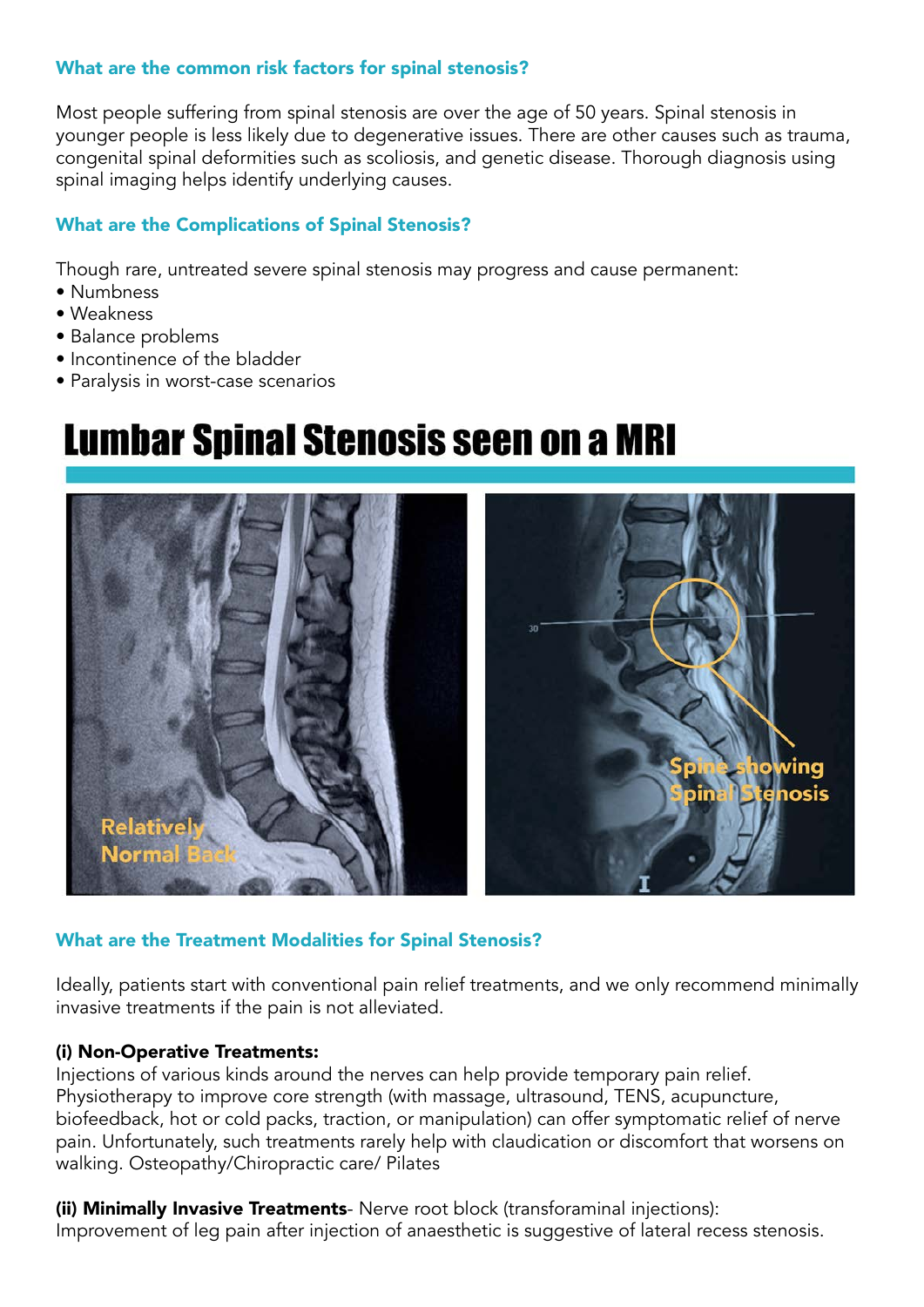### What are the common risk factors for spinal stenosis?

Most people suffering from spinal stenosis are over the age of 50 years. Spinal stenosis in younger people is less likely due to degenerative issues. There are other causes such as trauma, congenital spinal deformities such as scoliosis, and genetic disease. Thorough diagnosis using spinal imaging helps identify underlying causes.

### What are the Complications of Spinal Stenosis?

Though rare, untreated severe spinal stenosis may progress and cause permanent:

- Numbness
- Weakness
- Balance problems
- Incontinence of the bladder
- Paralysis in worst-case scenarios

## Lumbar Spinal Stenosis seen on a MRI

Relatively Normal Back

Spine showing Spinal Stenosis

### What are the Treatment Modalities for Spinal Stenosis?

Ideally, patients start with conventional pain relief treatments, and we only recommend minimally invasive treatments if the pain is not alleviated.

**(i) Non-Operative Treatments:**
Injections of various kinds around the nerves can help provide temporary pain relief. Physiotherapy to improve core strength (with massage, ultrasound, TENS, acupuncture, biofeedback, hot or cold packs, traction, or manipulation) can offer symptomatic relief of nerve pain. Unfortunately, such treatments rarely help with claudication or discomfort that worsens on walking. Osteopathy/Chiropractic care/ Pilates

**(ii) Minimally Invasive Treatments**- Nerve root block (transforaminal injections):
Improvement of leg pain after injection of anaesthetic is suggestive of lateral recess stenosis.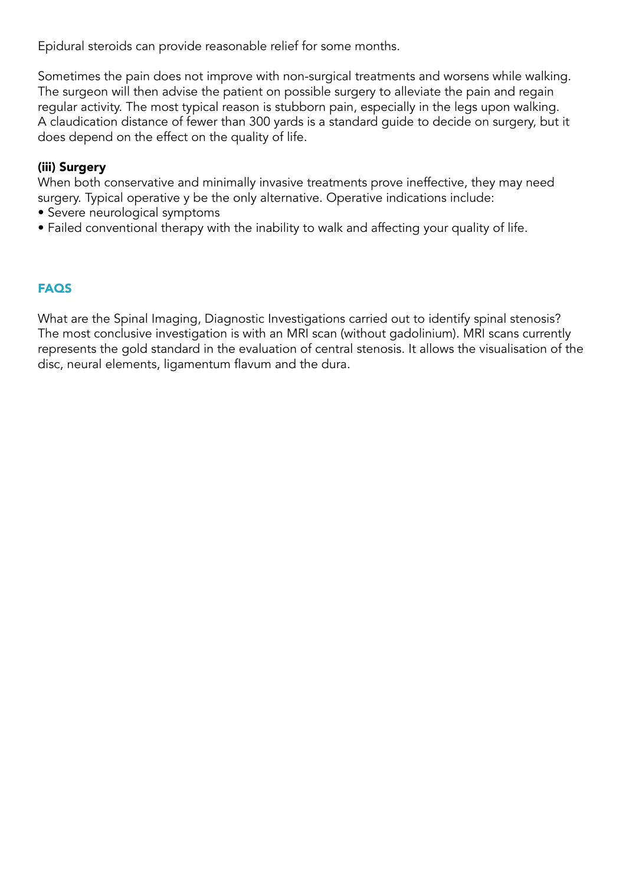Epidural steroids can provide reasonable relief for some months.

Sometimes the pain does not improve with non-surgical treatments and worsens while walking. The surgeon will then advise the patient on possible surgery to alleviate the pain and regain regular activity. The most typical reason is stubborn pain, especially in the legs upon walking. A claudication distance of fewer than 300 yards is a standard guide to decide on surgery, but it does depend on the effect on the quality of life.

### (iii) Surgery

When both conservative and minimally invasive treatments prove ineffective, they may need surgery. Typical operative y be the only alternative. Operative indications include:

- Severe neurological symptoms
- Failed conventional therapy with the inability to walk and affecting your quality of life.

## FAQS

What are the Spinal Imaging, Diagnostic Investigations carried out to identify spinal stenosis?
The most conclusive investigation is with an MRI scan (without gadolinium). MRI scans currently represents the gold standard in the evaluation of central stenosis. It allows the visualisation of the disc, neural elements, ligamentum flavum and the dura.